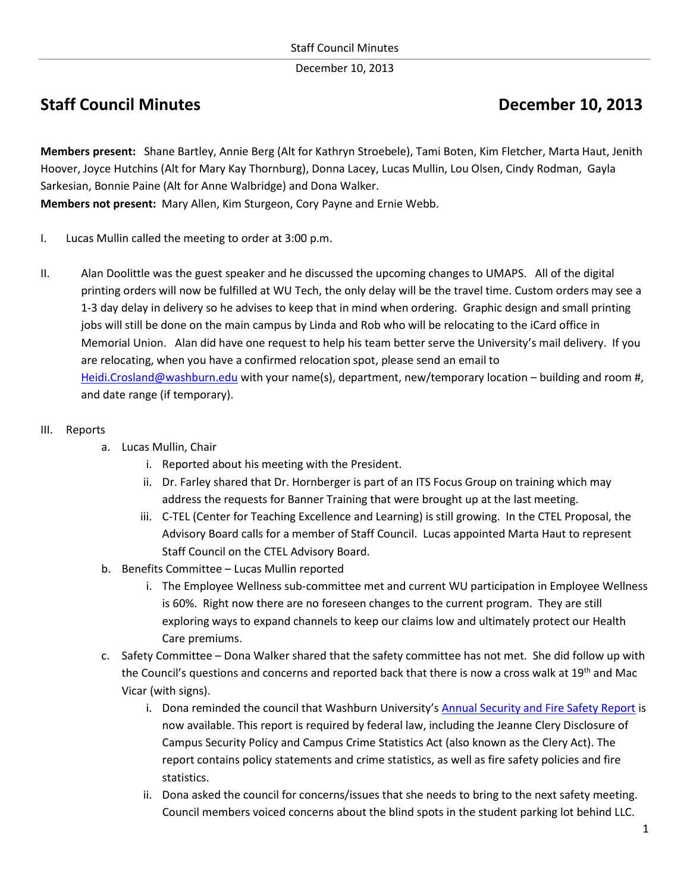# Staff Council Minutes December 10, 2013

**Members present:** Shane Bartley, Annie Berg (Alt for Kathryn Stroebele), Tami Boten, Kim Fletcher, Marta Haut, Jenith Hoover, Joyce Hutchins (Alt for Mary Kay Thornburg), Donna Lacey, Lucas Mullin, Lou Olsen, Cindy Rodman, Gayla Sarkesian, Bonnie Paine (Alt for Anne Walbridge) and Dona Walker.

**Members not present:** Mary Allen, Kim Sturgeon, Cory Payne and Ernie Webb.

I. Lucas Mullin called the meeting to order at 3:00 p.m.

II. Alan Doolittle was the guest speaker and he discussed the upcoming changes to UMAPS. All of the digital printing orders will now be fulfilled at WU Tech, the only delay will be the travel time. Custom orders may see a 1-3 day delay in delivery so he advises to keep that in mind when ordering. Graphic design and small printing jobs will still be done on the main campus by Linda and Rob who will be relocating to the iCard office in Memorial Union. Alan did have one request to help his team better serve the University's mail delivery. If you are relocating, when you have a confirmed relocation spot, please send an email to Heidi.Crosland@washburn.edu with your name(s), department, new/temporary location – building and room #, and date range (if temporary).

III. Reports

a. Lucas Mullin, Chair

i. Reported about his meeting with the President.

ii. Dr. Farley shared that Dr. Hornberger is part of an ITS Focus Group on training which may address the requests for Banner Training that were brought up at the last meeting.

iii. C-TEL (Center for Teaching Excellence and Learning) is still growing. In the CTEL Proposal, the Advisory Board calls for a member of Staff Council. Lucas appointed Marta Haut to represent Staff Council on the CTEL Advisory Board.

b. Benefits Committee – Lucas Mullin reported

i. The Employee Wellness sub-committee met and current WU participation in Employee Wellness is 60%. Right now there are no foreseen changes to the current program. They are still exploring ways to expand channels to keep our claims low and ultimately protect our Health Care premiums.

c. Safety Committee – Dona Walker shared that the safety committee has not met. She did follow up with the Council's questions and concerns and reported back that there is now a cross walk at 19th and Mac Vicar (with signs).

i. Dona reminded the council that Washburn University's Annual Security and Fire Safety Report is now available. This report is required by federal law, including the Jeanne Clery Disclosure of Campus Security Policy and Campus Crime Statistics Act (also known as the Clery Act). The report contains policy statements and crime statistics, as well as fire safety policies and fire statistics.

ii. Dona asked the council for concerns/issues that she needs to bring to the next safety meeting. Council members voiced concerns about the blind spots in the student parking lot behind LLC.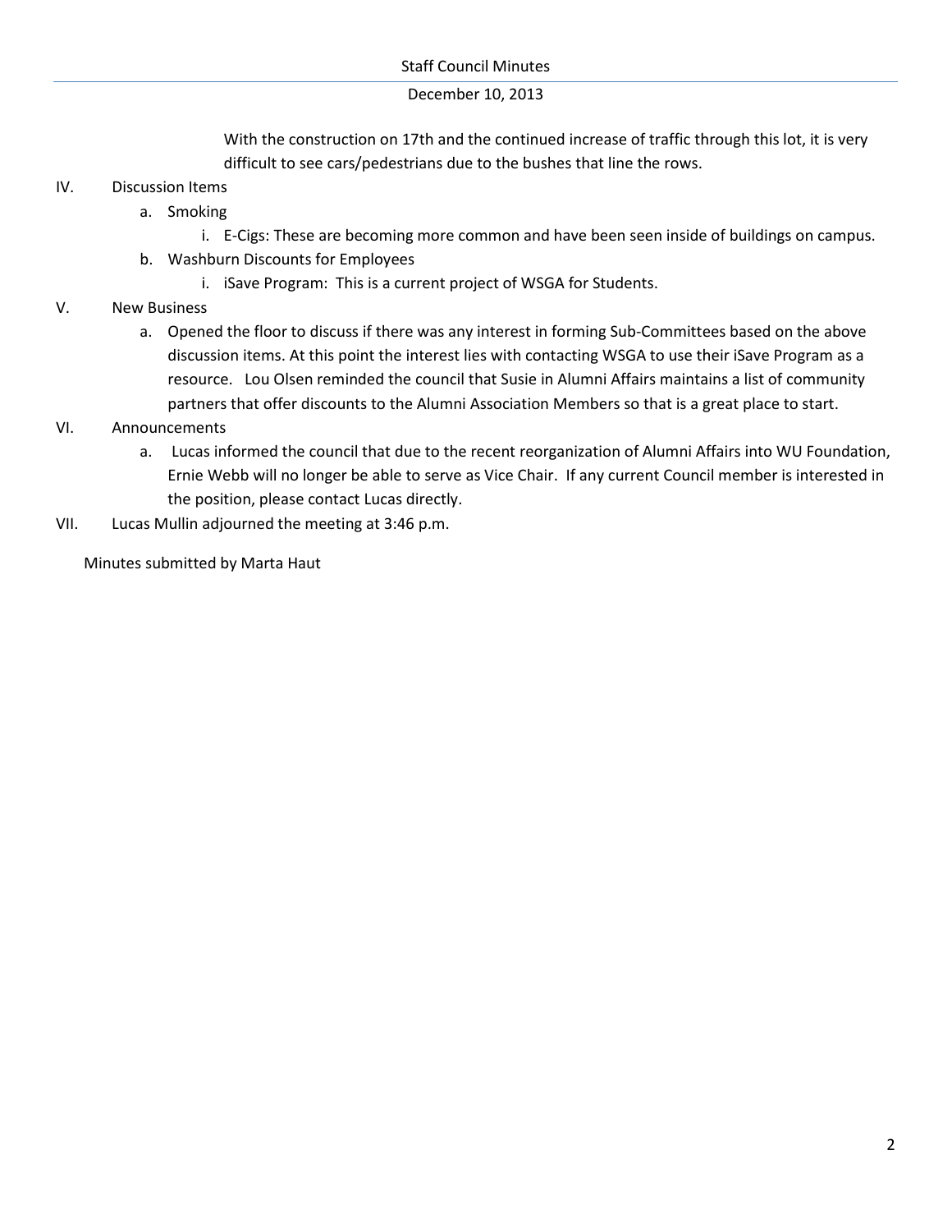With the construction on 17th and the continued increase of traffic through this lot, it is very difficult to see cars/pedestrians due to the bushes that line the rows.

IV. Discussion Items

   a. Smoking

      i. E-Cigs: These are becoming more common and have been seen inside of buildings on campus.

   b. Washburn Discounts for Employees

      i. iSave Program: This is a current project of WSGA for Students.

V. New Business

   a. Opened the floor to discuss if there was any interest in forming Sub-Committees based on the above discussion items. At this point the interest lies with contacting WSGA to use their iSave Program as a resource. Lou Olsen reminded the council that Susie in Alumni Affairs maintains a list of community partners that offer discounts to the Alumni Association Members so that is a great place to start.

VI. Announcements

   a. Lucas informed the council that due to the recent reorganization of Alumni Affairs into WU Foundation, Ernie Webb will no longer be able to serve as Vice Chair. If any current Council member is interested in the position, please contact Lucas directly.

VII. Lucas Mullin adjourned the meeting at 3:46 p.m.

Minutes submitted by Marta Haut